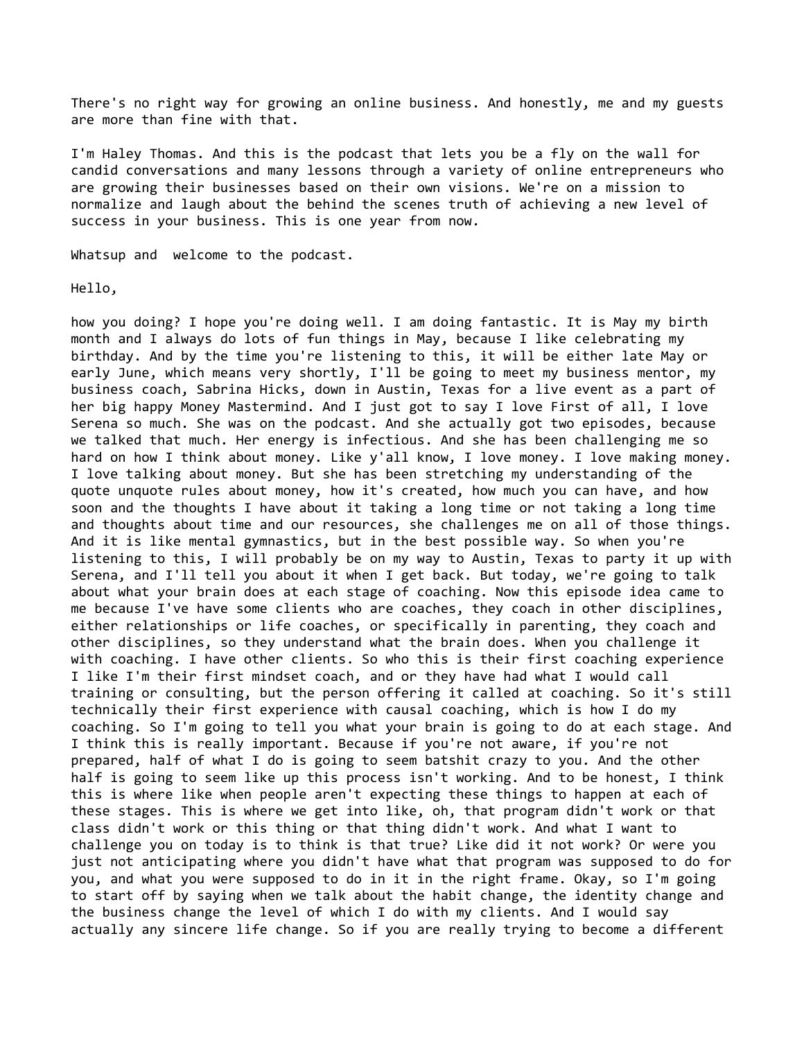There's no right way for growing an online business. And honestly, me and my guests are more than fine with that.

I'm Haley Thomas. And this is the podcast that lets you be a fly on the wall for candid conversations and many lessons through a variety of online entrepreneurs who are growing their businesses based on their own visions. We're on a mission to normalize and laugh about the behind the scenes truth of achieving a new level of success in your business. This is one year from now.

Whatsup and  welcome to the podcast.

Hello,

how you doing? I hope you're doing well. I am doing fantastic. It is May my birth month and I always do lots of fun things in May, because I like celebrating my birthday. And by the time you're listening to this, it will be either late May or early June, which means very shortly, I'll be going to meet my business mentor, my business coach, Sabrina Hicks, down in Austin, Texas for a live event as a part of her big happy Money Mastermind. And I just got to say I love First of all, I love Serena so much. She was on the podcast. And she actually got two episodes, because we talked that much. Her energy is infectious. And she has been challenging me so hard on how I think about money. Like y'all know, I love money. I love making money. I love talking about money. But she has been stretching my understanding of the quote unquote rules about money, how it's created, how much you can have, and how soon and the thoughts I have about it taking a long time or not taking a long time and thoughts about time and our resources, she challenges me on all of those things. And it is like mental gymnastics, but in the best possible way. So when you're listening to this, I will probably be on my way to Austin, Texas to party it up with Serena, and I'll tell you about it when I get back. But today, we're going to talk about what your brain does at each stage of coaching. Now this episode idea came to me because I've have some clients who are coaches, they coach in other disciplines, either relationships or life coaches, or specifically in parenting, they coach and other disciplines, so they understand what the brain does. When you challenge it with coaching. I have other clients. So who this is their first coaching experience I like I'm their first mindset coach, and or they have had what I would call training or consulting, but the person offering it called at coaching. So it's still technically their first experience with causal coaching, which is how I do my coaching. So I'm going to tell you what your brain is going to do at each stage. And I think this is really important. Because if you're not aware, if you're not prepared, half of what I do is going to seem batshit crazy to you. And the other half is going to seem like up this process isn't working. And to be honest, I think this is where like when people aren't expecting these things to happen at each of these stages. This is where we get into like, oh, that program didn't work or that class didn't work or this thing or that thing didn't work. And what I want to challenge you on today is to think is that true? Like did it not work? Or were you just not anticipating where you didn't have what that program was supposed to do for you, and what you were supposed to do in it in the right frame. Okay, so I'm going to start off by saying when we talk about the habit change, the identity change and the business change the level of which I do with my clients. And I would say actually any sincere life change. So if you are really trying to become a different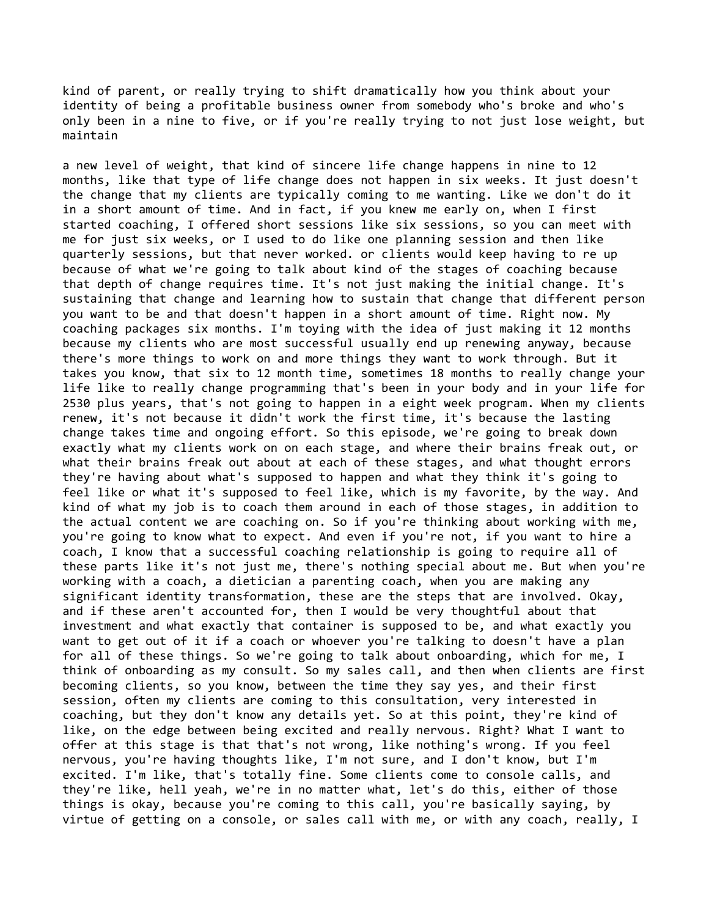kind of parent, or really trying to shift dramatically how you think about your identity of being a profitable business owner from somebody who's broke and who's only been in a nine to five, or if you're really trying to not just lose weight, but maintain

a new level of weight, that kind of sincere life change happens in nine to 12 months, like that type of life change does not happen in six weeks. It just doesn't the change that my clients are typically coming to me wanting. Like we don't do it in a short amount of time. And in fact, if you knew me early on, when I first started coaching, I offered short sessions like six sessions, so you can meet with me for just six weeks, or I used to do like one planning session and then like quarterly sessions, but that never worked. or clients would keep having to re up because of what we're going to talk about kind of the stages of coaching because that depth of change requires time. It's not just making the initial change. It's sustaining that change and learning how to sustain that change that different person you want to be and that doesn't happen in a short amount of time. Right now. My coaching packages six months. I'm toying with the idea of just making it 12 months because my clients who are most successful usually end up renewing anyway, because there's more things to work on and more things they want to work through. But it takes you know, that six to 12 month time, sometimes 18 months to really change your life like to really change programming that's been in your body and in your life for 2530 plus years, that's not going to happen in a eight week program. When my clients renew, it's not because it didn't work the first time, it's because the lasting change takes time and ongoing effort. So this episode, we're going to break down exactly what my clients work on on each stage, and where their brains freak out, or what their brains freak out about at each of these stages, and what thought errors they're having about what's supposed to happen and what they think it's going to feel like or what it's supposed to feel like, which is my favorite, by the way. And kind of what my job is to coach them around in each of those stages, in addition to the actual content we are coaching on. So if you're thinking about working with me, you're going to know what to expect. And even if you're not, if you want to hire a coach, I know that a successful coaching relationship is going to require all of these parts like it's not just me, there's nothing special about me. But when you're working with a coach, a dietician a parenting coach, when you are making any significant identity transformation, these are the steps that are involved. Okay, and if these aren't accounted for, then I would be very thoughtful about that investment and what exactly that container is supposed to be, and what exactly you want to get out of it if a coach or whoever you're talking to doesn't have a plan for all of these things. So we're going to talk about onboarding, which for me, I think of onboarding as my consult. So my sales call, and then when clients are first becoming clients, so you know, between the time they say yes, and their first session, often my clients are coming to this consultation, very interested in coaching, but they don't know any details yet. So at this point, they're kind of like, on the edge between being excited and really nervous. Right? What I want to offer at this stage is that that's not wrong, like nothing's wrong. If you feel nervous, you're having thoughts like, I'm not sure, and I don't know, but I'm excited. I'm like, that's totally fine. Some clients come to console calls, and they're like, hell yeah, we're in no matter what, let's do this, either of those things is okay, because you're coming to this call, you're basically saying, by virtue of getting on a console, or sales call with me, or with any coach, really, I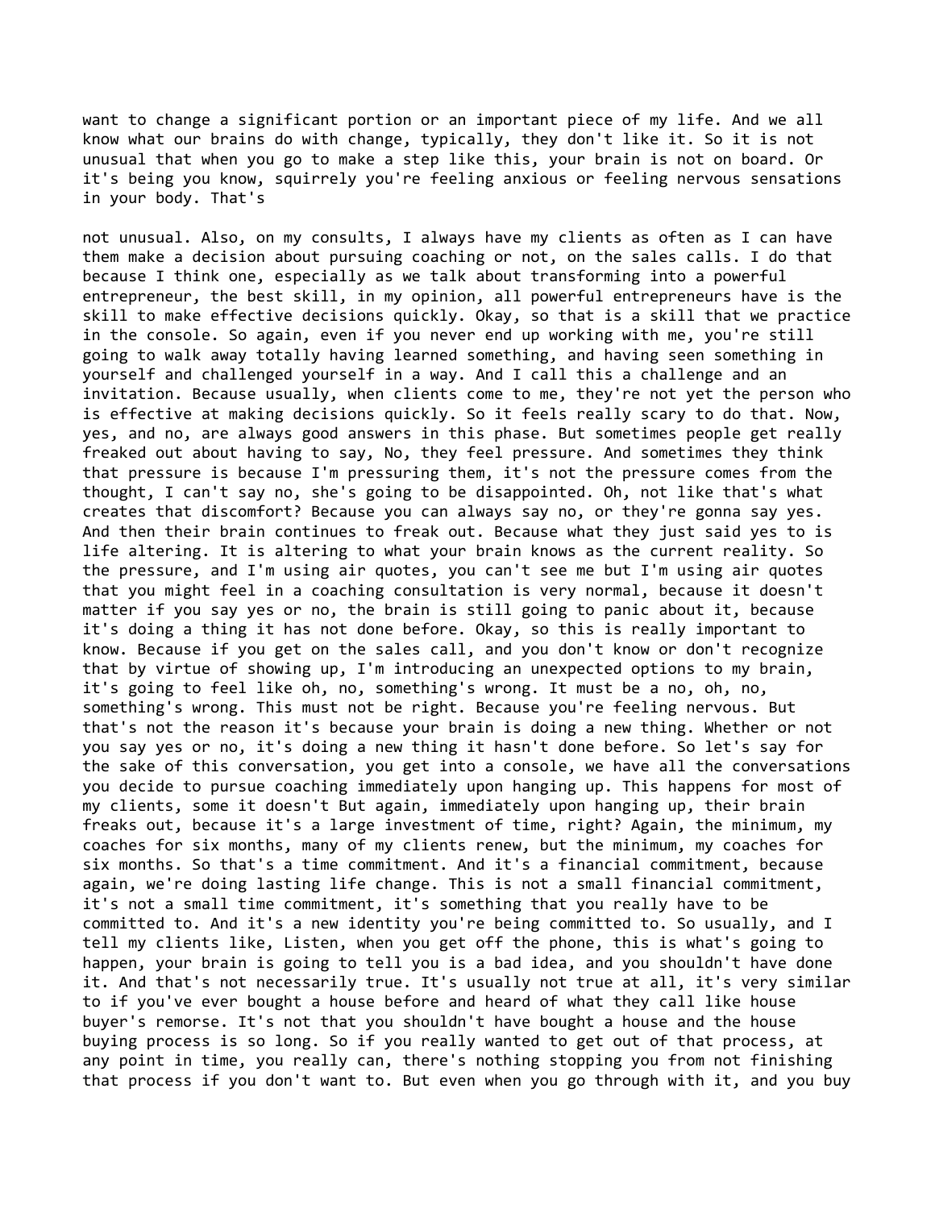want to change a significant portion or an important piece of my life. And we all know what our brains do with change, typically, they don't like it. So it is not unusual that when you go to make a step like this, your brain is not on board. Or it's being you know, squirrely you're feeling anxious or feeling nervous sensations in your body. That's

not unusual. Also, on my consults, I always have my clients as often as I can have them make a decision about pursuing coaching or not, on the sales calls. I do that because I think one, especially as we talk about transforming into a powerful entrepreneur, the best skill, in my opinion, all powerful entrepreneurs have is the skill to make effective decisions quickly. Okay, so that is a skill that we practice in the console. So again, even if you never end up working with me, you're still going to walk away totally having learned something, and having seen something in yourself and challenged yourself in a way. And I call this a challenge and an invitation. Because usually, when clients come to me, they're not yet the person who is effective at making decisions quickly. So it feels really scary to do that. Now, yes, and no, are always good answers in this phase. But sometimes people get really freaked out about having to say, No, they feel pressure. And sometimes they think that pressure is because I'm pressuring them, it's not the pressure comes from the thought, I can't say no, she's going to be disappointed. Oh, not like that's what creates that discomfort? Because you can always say no, or they're gonna say yes. And then their brain continues to freak out. Because what they just said yes to is life altering. It is altering to what your brain knows as the current reality. So the pressure, and I'm using air quotes, you can't see me but I'm using air quotes that you might feel in a coaching consultation is very normal, because it doesn't matter if you say yes or no, the brain is still going to panic about it, because it's doing a thing it has not done before. Okay, so this is really important to know. Because if you get on the sales call, and you don't know or don't recognize that by virtue of showing up, I'm introducing an unexpected options to my brain, it's going to feel like oh, no, something's wrong. It must be a no, oh, no, something's wrong. This must not be right. Because you're feeling nervous. But that's not the reason it's because your brain is doing a new thing. Whether or not you say yes or no, it's doing a new thing it hasn't done before. So let's say for the sake of this conversation, you get into a console, we have all the conversations you decide to pursue coaching immediately upon hanging up. This happens for most of my clients, some it doesn't But again, immediately upon hanging up, their brain freaks out, because it's a large investment of time, right? Again, the minimum, my coaches for six months, many of my clients renew, but the minimum, my coaches for six months. So that's a time commitment. And it's a financial commitment, because again, we're doing lasting life change. This is not a small financial commitment, it's not a small time commitment, it's something that you really have to be committed to. And it's a new identity you're being committed to. So usually, and I tell my clients like, Listen, when you get off the phone, this is what's going to happen, your brain is going to tell you is a bad idea, and you shouldn't have done it. And that's not necessarily true. It's usually not true at all, it's very similar to if you've ever bought a house before and heard of what they call like house buyer's remorse. It's not that you shouldn't have bought a house and the house buying process is so long. So if you really wanted to get out of that process, at any point in time, you really can, there's nothing stopping you from not finishing that process if you don't want to. But even when you go through with it, and you buy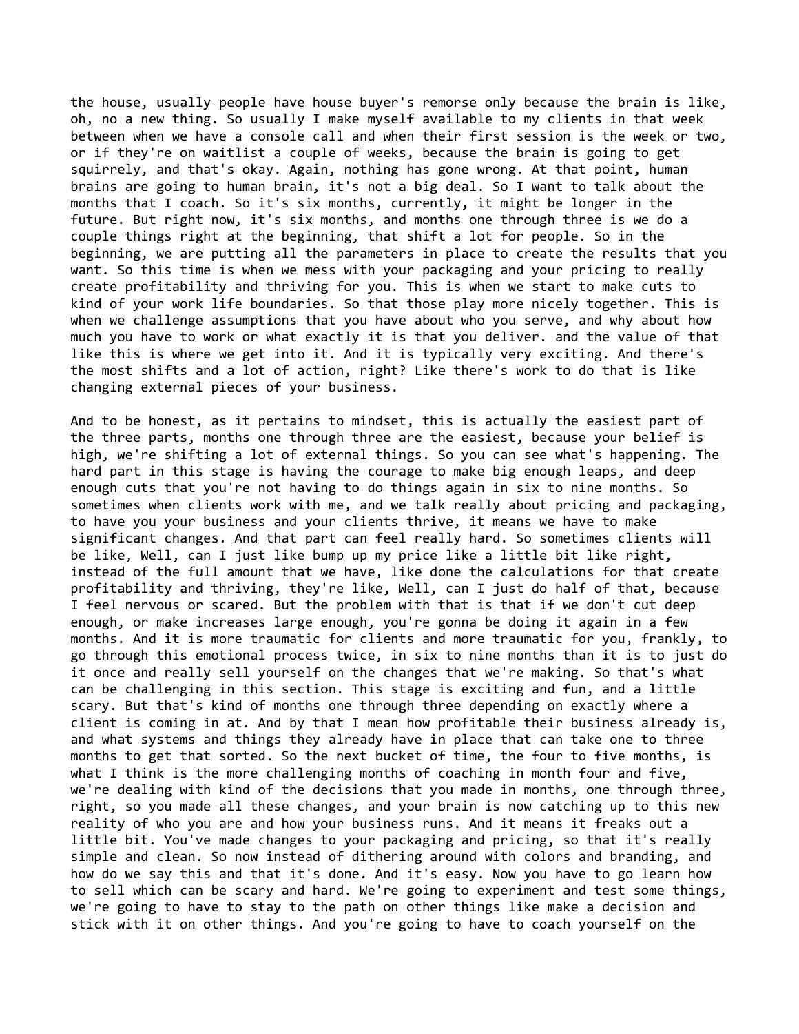the house, usually people have house buyer's remorse only because the brain is like, oh, no a new thing. So usually I make myself available to my clients in that week between when we have a console call and when their first session is the week or two, or if they're on waitlist a couple of weeks, because the brain is going to get squirrely, and that's okay. Again, nothing has gone wrong. At that point, human brains are going to human brain, it's not a big deal. So I want to talk about the months that I coach. So it's six months, currently, it might be longer in the future. But right now, it's six months, and months one through three is we do a couple things right at the beginning, that shift a lot for people. So in the beginning, we are putting all the parameters in place to create the results that you want. So this time is when we mess with your packaging and your pricing to really create profitability and thriving for you. This is when we start to make cuts to kind of your work life boundaries. So that those play more nicely together. This is when we challenge assumptions that you have about who you serve, and why about how much you have to work or what exactly it is that you deliver. and the value of that like this is where we get into it. And it is typically very exciting. And there's the most shifts and a lot of action, right? Like there's work to do that is like changing external pieces of your business.

And to be honest, as it pertains to mindset, this is actually the easiest part of the three parts, months one through three are the easiest, because your belief is high, we're shifting a lot of external things. So you can see what's happening. The hard part in this stage is having the courage to make big enough leaps, and deep enough cuts that you're not having to do things again in six to nine months. So sometimes when clients work with me, and we talk really about pricing and packaging, to have you your business and your clients thrive, it means we have to make significant changes. And that part can feel really hard. So sometimes clients will be like, Well, can I just like bump up my price like a little bit like right, instead of the full amount that we have, like done the calculations for that create profitability and thriving, they're like, Well, can I just do half of that, because I feel nervous or scared. But the problem with that is that if we don't cut deep enough, or make increases large enough, you're gonna be doing it again in a few months. And it is more traumatic for clients and more traumatic for you, frankly, to go through this emotional process twice, in six to nine months than it is to just do it once and really sell yourself on the changes that we're making. So that's what can be challenging in this section. This stage is exciting and fun, and a little scary. But that's kind of months one through three depending on exactly where a client is coming in at. And by that I mean how profitable their business already is, and what systems and things they already have in place that can take one to three months to get that sorted. So the next bucket of time, the four to five months, is what I think is the more challenging months of coaching in month four and five, we're dealing with kind of the decisions that you made in months, one through three, right, so you made all these changes, and your brain is now catching up to this new reality of who you are and how your business runs. And it means it freaks out a little bit. You've made changes to your packaging and pricing, so that it's really simple and clean. So now instead of dithering around with colors and branding, and how do we say this and that it's done. And it's easy. Now you have to go learn how to sell which can be scary and hard. We're going to experiment and test some things, we're going to have to stay to the path on other things like make a decision and stick with it on other things. And you're going to have to coach yourself on the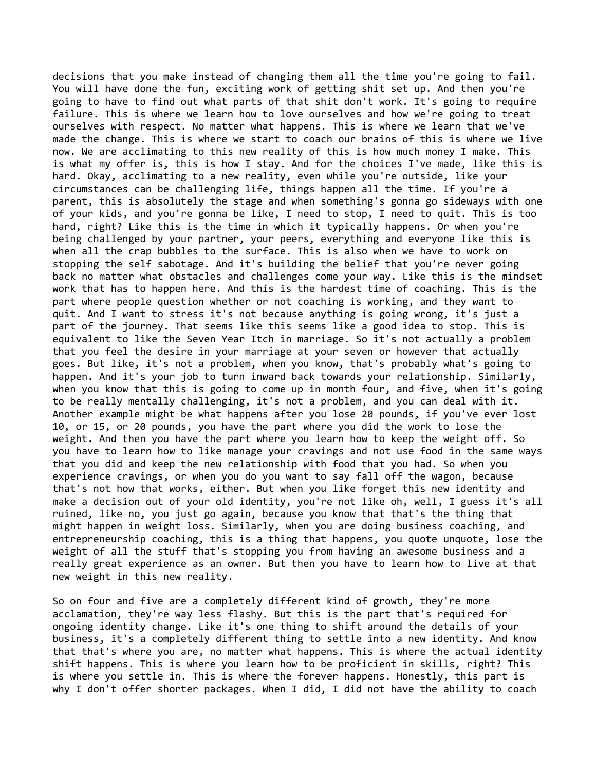decisions that you make instead of changing them all the time you're going to fail. You will have done the fun, exciting work of getting shit set up. And then you're going to have to find out what parts of that shit don't work. It's going to require failure. This is where we learn how to love ourselves and how we're going to treat ourselves with respect. No matter what happens. This is where we learn that we've made the change. This is where we start to coach our brains of this is where we live now. We are acclimating to this new reality of this is how much money I make. This is what my offer is, this is how I stay. And for the choices I've made, like this is hard. Okay, acclimating to a new reality, even while you're outside, like your circumstances can be challenging life, things happen all the time. If you're a parent, this is absolutely the stage and when something's gonna go sideways with one of your kids, and you're gonna be like, I need to stop, I need to quit. This is too hard, right? Like this is the time in which it typically happens. Or when you're being challenged by your partner, your peers, everything and everyone like this is when all the crap bubbles to the surface. This is also when we have to work on stopping the self sabotage. And it's building the belief that you're never going back no matter what obstacles and challenges come your way. Like this is the mindset work that has to happen here. And this is the hardest time of coaching. This is the part where people question whether or not coaching is working, and they want to quit. And I want to stress it's not because anything is going wrong, it's just a part of the journey. That seems like this seems like a good idea to stop. This is equivalent to like the Seven Year Itch in marriage. So it's not actually a problem that you feel the desire in your marriage at your seven or however that actually goes. But like, it's not a problem, when you know, that's probably what's going to happen. And it's your job to turn inward back towards your relationship. Similarly, when you know that this is going to come up in month four, and five, when it's going to be really mentally challenging, it's not a problem, and you can deal with it. Another example might be what happens after you lose 20 pounds, if you've ever lost 10, or 15, or 20 pounds, you have the part where you did the work to lose the weight. And then you have the part where you learn how to keep the weight off. So you have to learn how to like manage your cravings and not use food in the same ways that you did and keep the new relationship with food that you had. So when you experience cravings, or when you do you want to say fall off the wagon, because that's not how that works, either. But when you like forget this new identity and make a decision out of your old identity, you're not like oh, well, I guess it's all ruined, like no, you just go again, because you know that that's the thing that might happen in weight loss. Similarly, when you are doing business coaching, and entrepreneurship coaching, this is a thing that happens, you quote unquote, lose the weight of all the stuff that's stopping you from having an awesome business and a really great experience as an owner. But then you have to learn how to live at that new weight in this new reality.

So on four and five are a completely different kind of growth, they're more acclamation, they're way less flashy. But this is the part that's required for ongoing identity change. Like it's one thing to shift around the details of your business, it's a completely different thing to settle into a new identity. And know that that's where you are, no matter what happens. This is where the actual identity shift happens. This is where you learn how to be proficient in skills, right? This is where you settle in. This is where the forever happens. Honestly, this part is why I don't offer shorter packages. When I did, I did not have the ability to coach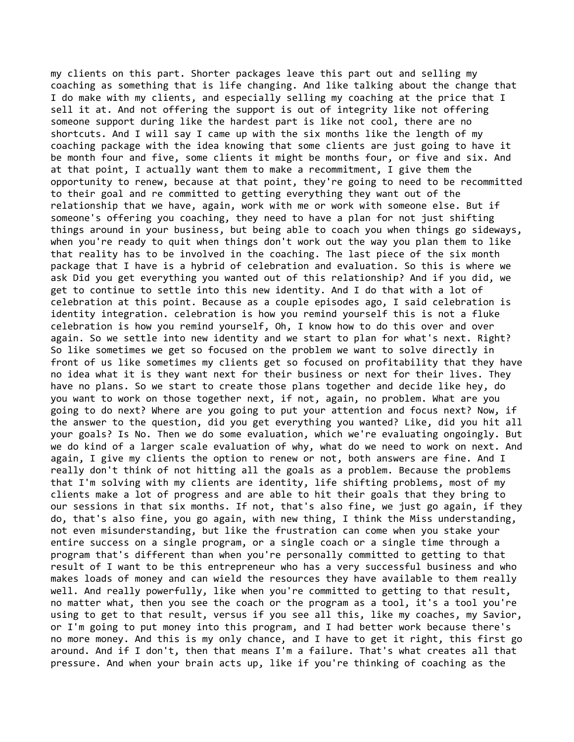my clients on this part. Shorter packages leave this part out and selling my coaching as something that is life changing. And like talking about the change that I do make with my clients, and especially selling my coaching at the price that I sell it at. And not offering the support is out of integrity like not offering someone support during like the hardest part is like not cool, there are no shortcuts. And I will say I came up with the six months like the length of my coaching package with the idea knowing that some clients are just going to have it be month four and five, some clients it might be months four, or five and six. And at that point, I actually want them to make a recommitment, I give them the opportunity to renew, because at that point, they're going to need to be recommitted to their goal and re committed to getting everything they want out of the relationship that we have, again, work with me or work with someone else. But if someone's offering you coaching, they need to have a plan for not just shifting things around in your business, but being able to coach you when things go sideways, when you're ready to quit when things don't work out the way you plan them to like that reality has to be involved in the coaching. The last piece of the six month package that I have is a hybrid of celebration and evaluation. So this is where we ask Did you get everything you wanted out of this relationship? And if you did, we get to continue to settle into this new identity. And I do that with a lot of celebration at this point. Because as a couple episodes ago, I said celebration is identity integration. celebration is how you remind yourself this is not a fluke celebration is how you remind yourself, Oh, I know how to do this over and over again. So we settle into new identity and we start to plan for what's next. Right? So like sometimes we get so focused on the problem we want to solve directly in front of us like sometimes my clients get so focused on profitability that they have no idea what it is they want next for their business or next for their lives. They have no plans. So we start to create those plans together and decide like hey, do you want to work on those together next, if not, again, no problem. What are you going to do next? Where are you going to put your attention and focus next? Now, if the answer to the question, did you get everything you wanted? Like, did you hit all your goals? Is No. Then we do some evaluation, which we're evaluating ongoingly. But we do kind of a larger scale evaluation of why, what do we need to work on next? And again, I give my clients the option to renew or not, both answers are fine. And I really don't think of not hitting all the goals as a problem. Because the problems that I'm solving with my clients are identity, life shifting problems, most of my clients make a lot of progress and are able to hit their goals that they bring to our sessions in that six months. If not, that's also fine, we just go again, if they do, that's also fine, you go again, with new thing, I think the Miss understanding, not even misunderstanding, but like the frustration can come when you stake your entire success on a single program, or a single coach or a single time through a program that's different than when you're personally committed to getting to that result of I want to be this entrepreneur who has a very successful business and who makes loads of money and can wield the resources they have available to them really well. And really powerfully, like when you're committed to getting to that result, no matter what, then you see the coach or the program as a tool, it's a tool you're using to get to that result, versus if you see all this, like my coaches, my Savior, or I'm going to put money into this program, and I had better work because there's no more money. And this is my only chance, and I have to get it right, this first go around. And if I don't, then that means I'm a failure. That's what creates all that pressure. And when your brain acts up, like if you're thinking of coaching as the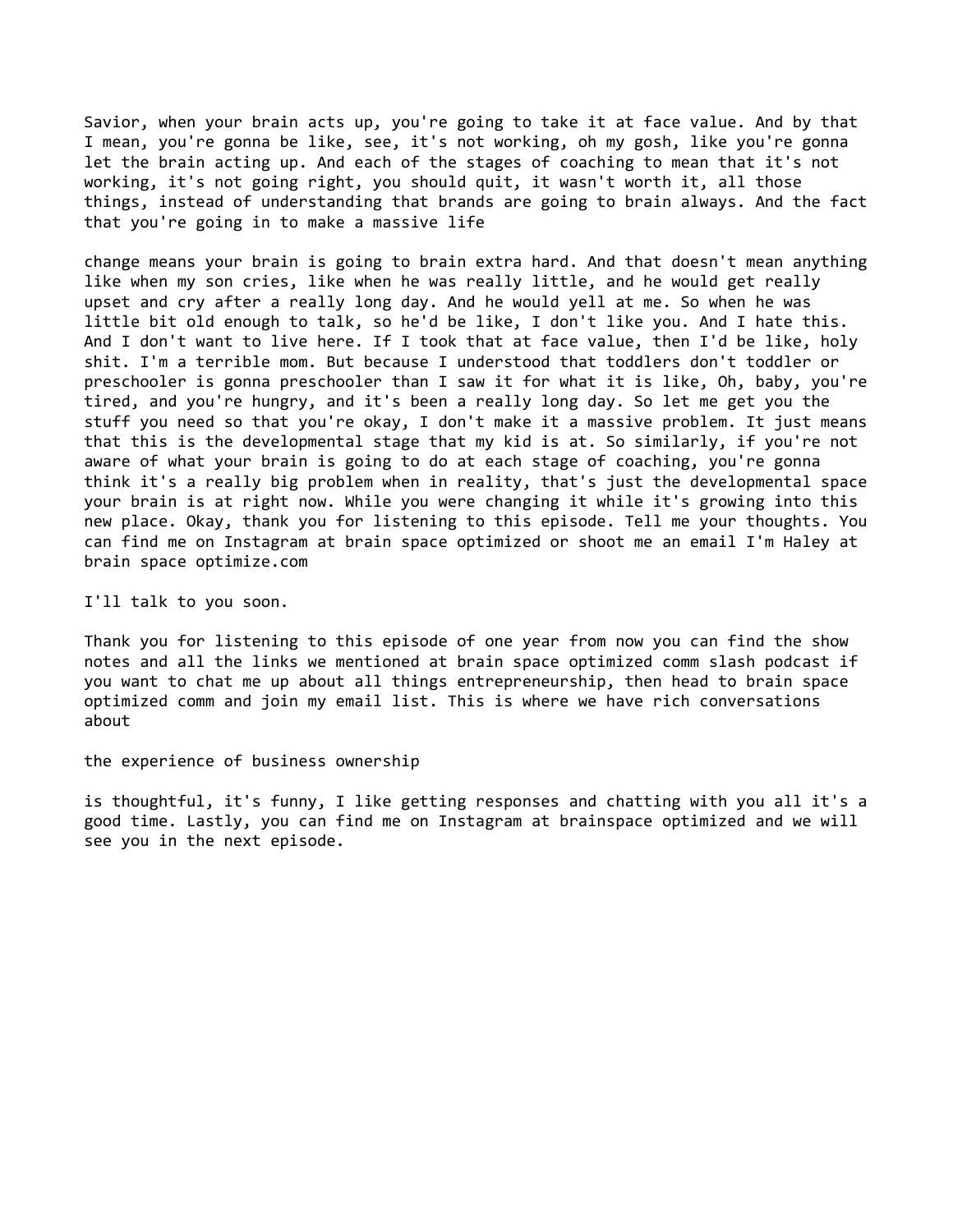Savior, when your brain acts up, you're going to take it at face value. And by that I mean, you're gonna be like, see, it's not working, oh my gosh, like you're gonna let the brain acting up. And each of the stages of coaching to mean that it's not working, it's not going right, you should quit, it wasn't worth it, all those things, instead of understanding that brands are going to brain always. And the fact that you're going in to make a massive life

change means your brain is going to brain extra hard. And that doesn't mean anything like when my son cries, like when he was really little, and he would get really upset and cry after a really long day. And he would yell at me. So when he was little bit old enough to talk, so he'd be like, I don't like you. And I hate this. And I don't want to live here. If I took that at face value, then I'd be like, holy shit. I'm a terrible mom. But because I understood that toddlers don't toddler or preschooler is gonna preschooler than I saw it for what it is like, Oh, baby, you're tired, and you're hungry, and it's been a really long day. So let me get you the stuff you need so that you're okay, I don't make it a massive problem. It just means that this is the developmental stage that my kid is at. So similarly, if you're not aware of what your brain is going to do at each stage of coaching, you're gonna think it's a really big problem when in reality, that's just the developmental space your brain is at right now. While you were changing it while it's growing into this new place. Okay, thank you for listening to this episode. Tell me your thoughts. You can find me on Instagram at brain space optimized or shoot me an email I'm Haley at brain space optimize.com

I'll talk to you soon.

Thank you for listening to this episode of one year from now you can find the show notes and all the links we mentioned at brain space optimized comm slash podcast if you want to chat me up about all things entrepreneurship, then head to brain space optimized comm and join my email list. This is where we have rich conversations about

the experience of business ownership

is thoughtful, it's funny, I like getting responses and chatting with you all it's a good time. Lastly, you can find me on Instagram at brainspace optimized and we will see you in the next episode.